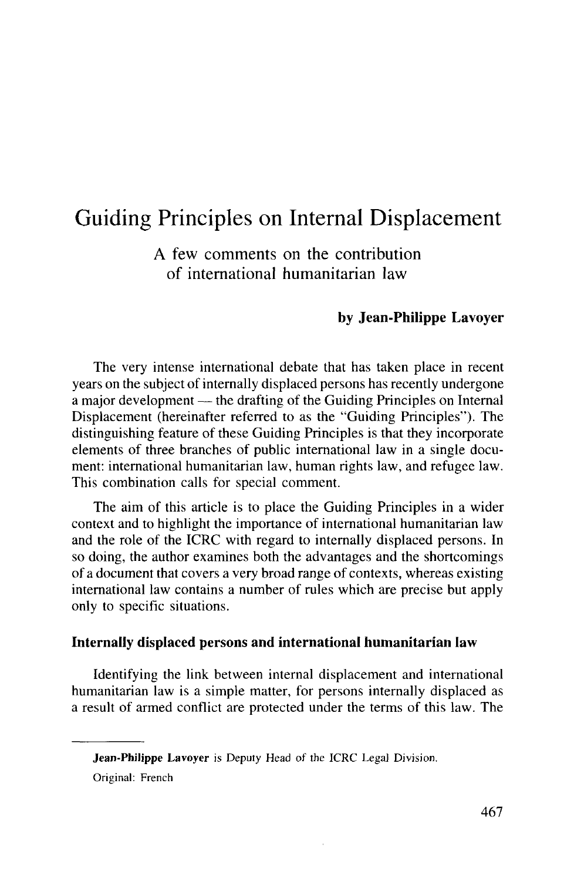# Guiding Principles on Internal Displacement

## A few comments on the contribution of international humanitarian law

**by Jean-Philippe Lavoyer**

The very intense international debate that has taken place in recent years on the subject of internally displaced persons has recently undergone a major development — the drafting of the Guiding Principles on Internal Displacement (hereinafter referred to as the "Guiding Principles"). The distinguishing feature of these Guiding Principles is that they incorporate elements of three branches of public international law in a single document: international humanitarian law, human rights law, and refugee law. This combination calls for special comment.

The aim of this article is to place the Guiding Principles in a wider context and to highlight the importance of international humanitarian law and the role of the ICRC with regard to internally displaced persons. In so doing, the author examines both the advantages and the shortcomings of a document that covers a very broad range of contexts, whereas existing international law contains a number of rules which are precise but apply only to specific situations.

### Internally displaced persons and international humanitarian law

Identifying the link between internal displacement and international humanitarian law is a simple matter, for persons internally displaced as a result of armed conflict are protected under the terms of this law. The

---

**Jean-Philippe Lavoyer** is Deputy Head of the ICRC Legal Division.

Original: French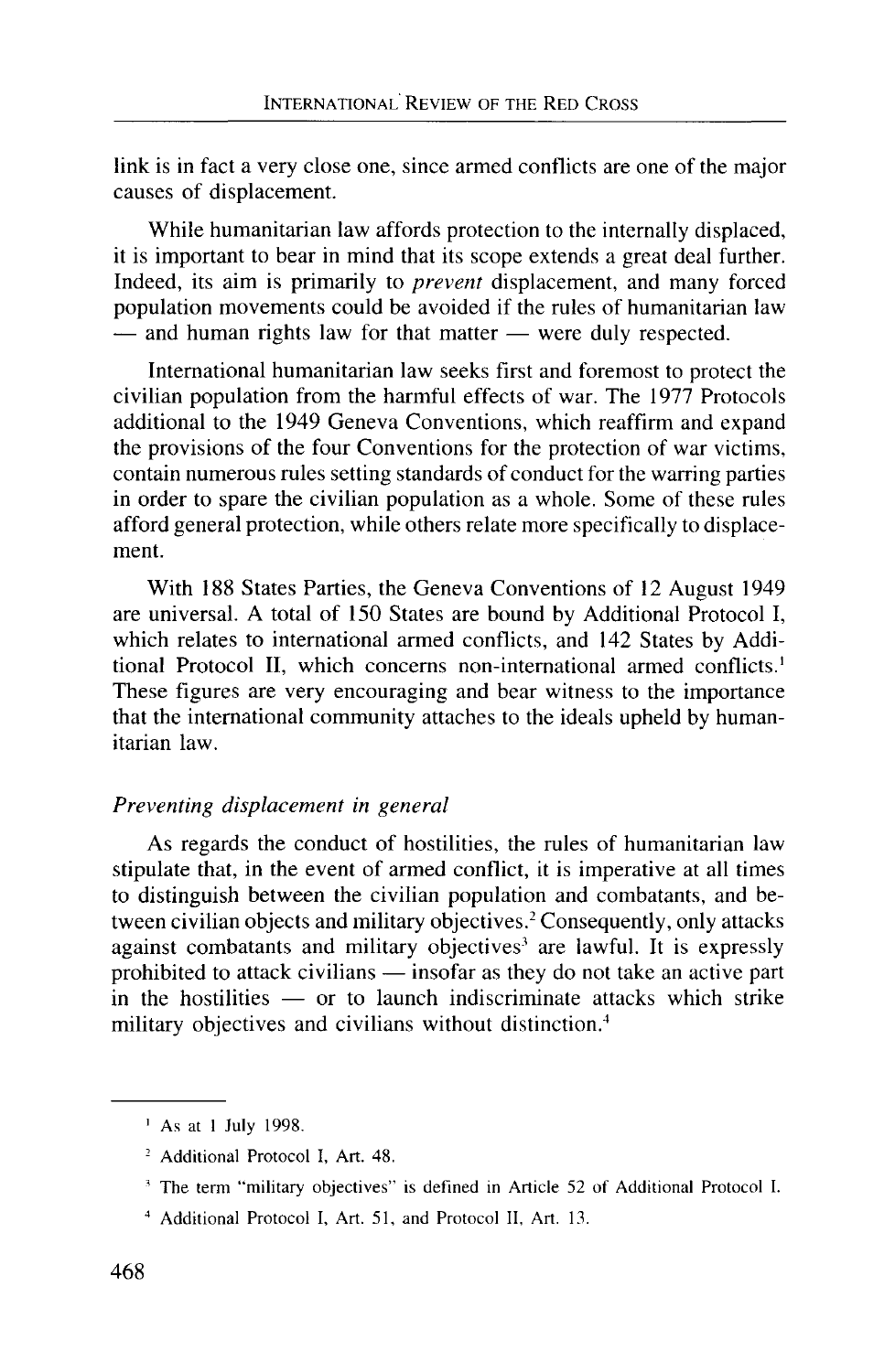link is in fact a very close one, since armed conflicts are one of the major causes of displacement.

While humanitarian law affords protection to the internally displaced, it is important to bear in mind that its scope extends a great deal further. Indeed, its aim is primarily to *prevent* displacement, and many forced population movements could be avoided if the rules of humanitarian law — and human rights law for that matter — were duly respected.

International humanitarian law seeks first and foremost to protect the civilian population from the harmful effects of war. The 1977 Protocols additional to the 1949 Geneva Conventions, which reaffirm and expand the provisions of the four Conventions for the protection of war victims, contain numerous rules setting standards of conduct for the warring parties in order to spare the civilian population as a whole. Some of these rules afford general protection, while others relate more specifically to displacement.

With 188 States Parties, the Geneva Conventions of 12 August 1949 are universal. A total of 150 States are bound by Additional Protocol I, which relates to international armed conflicts, and 142 States by Additional Protocol II, which concerns non-international armed conflicts.[1] These figures are very encouraging and bear witness to the importance that the international community attaches to the ideals upheld by humanitarian law.

### *Preventing displacement in general*

As regards the conduct of hostilities, the rules of humanitarian law stipulate that, in the event of armed conflict, it is imperative at all times to distinguish between the civilian population and combatants, and between civilian objects and military objectives.[2] Consequently, only attacks against combatants and military objectives[3] are lawful. It is expressly prohibited to attack civilians — insofar as they do not take an active part in the hostilities — or to launch indiscriminate attacks which strike military objectives and civilians without distinction.[4]

---

[1] As at 1 July 1998.

[2] Additional Protocol I, Art. 48.

[3] The term "military objectives" is defined in Article 52 of Additional Protocol I.

[4] Additional Protocol I, Art. 51, and Protocol II, Art. 13.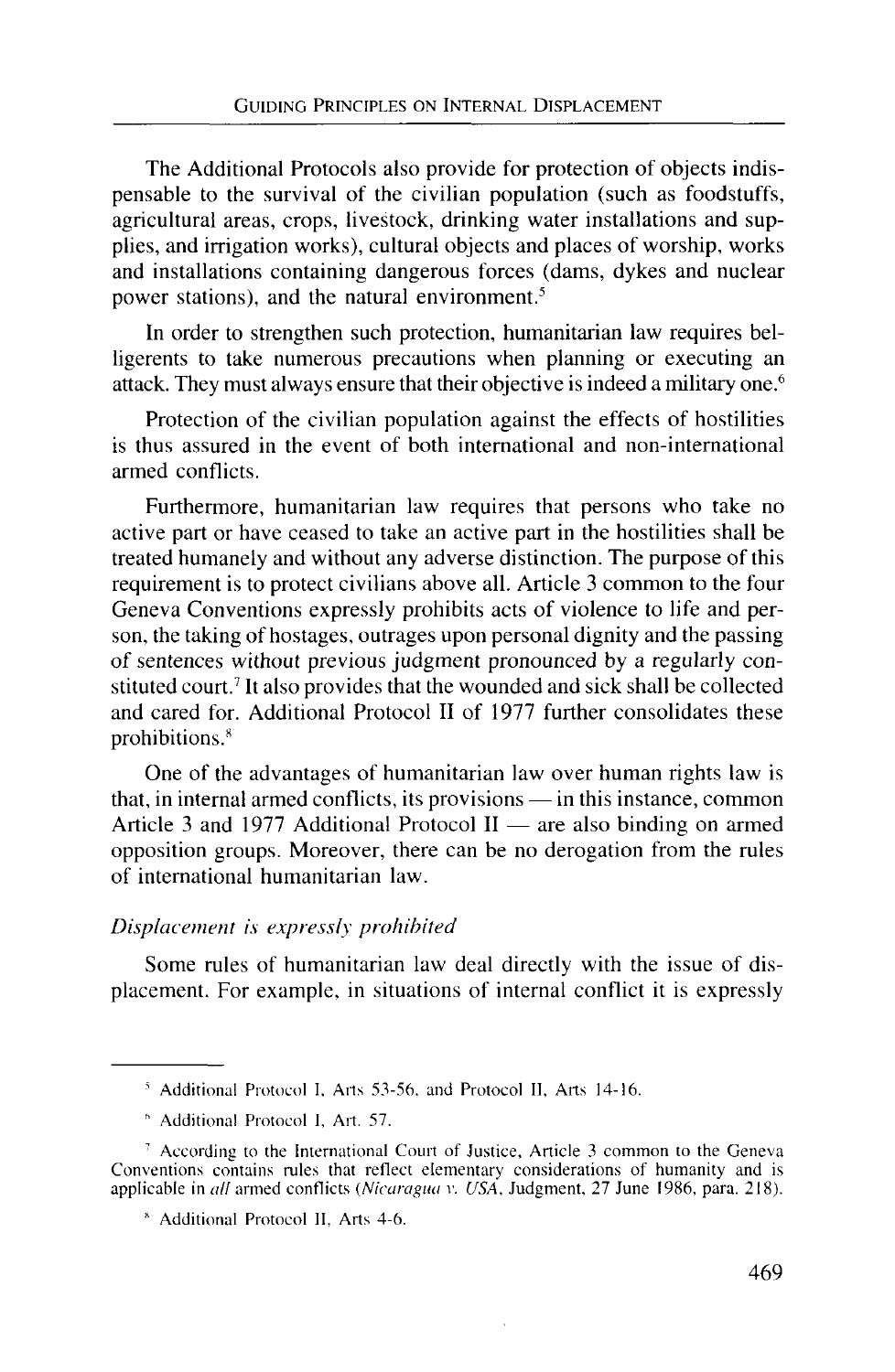The Additional Protocols also provide for protection of objects indispensable to the survival of the civilian population (such as foodstuffs, agricultural areas, crops, livestock, drinking water installations and supplies, and irrigation works), cultural objects and places of worship, works and installations containing dangerous forces (dams, dykes and nuclear power stations), and the natural environment.[5]

In order to strengthen such protection, humanitarian law requires belligerents to take numerous precautions when planning or executing an attack. They must always ensure that their objective is indeed a military one.[6]

Protection of the civilian population against the effects of hostilities is thus assured in the event of both international and non-international armed conflicts.

Furthermore, humanitarian law requires that persons who take no active part or have ceased to take an active part in the hostilities shall be treated humanely and without any adverse distinction. The purpose of this requirement is to protect civilians above all. Article 3 common to the four Geneva Conventions expressly prohibits acts of violence to life and person, the taking of hostages, outrages upon personal dignity and the passing of sentences without previous judgment pronounced by a regularly constituted court.[7] It also provides that the wounded and sick shall be collected and cared for. Additional Protocol II of 1977 further consolidates these prohibitions.[8]

One of the advantages of humanitarian law over human rights law is that, in internal armed conflicts, its provisions — in this instance, common Article 3 and 1977 Additional Protocol II — are also binding on armed opposition groups. Moreover, there can be no derogation from the rules of international humanitarian law.

### *Displacement is expressly prohibited*

Some rules of humanitarian law deal directly with the issue of displacement. For example, in situations of internal conflict it is expressly

---

[5] Additional Protocol I, Arts 53-56, and Protocol II, Arts 14-16.

[6] Additional Protocol I, Art. 57.

[7] According to the International Court of Justice, Article 3 common to the Geneva Conventions contains rules that reflect elementary considerations of humanity and is applicable in *all* armed conflicts (*Nicaragua v. USA*, Judgment, 27 June 1986, para. 218).

[8] Additional Protocol II, Arts 4-6.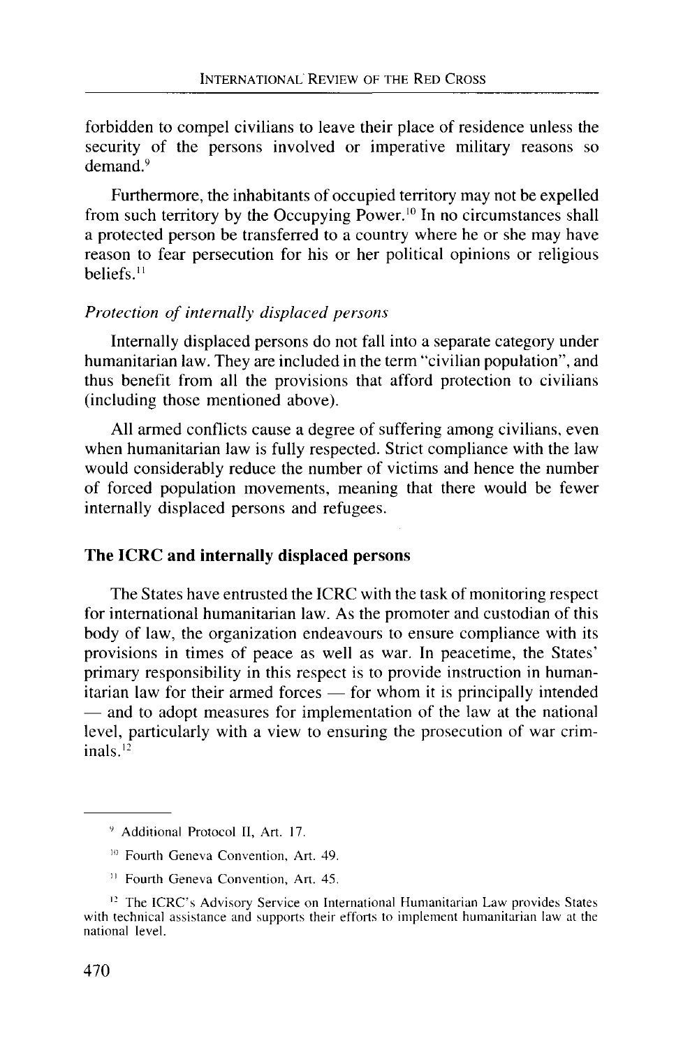forbidden to compel civilians to leave their place of residence unless the security of the persons involved or imperative military reasons so demand.[9]

Furthermore, the inhabitants of occupied territory may not be expelled from such territory by the Occupying Power.[10] In no circumstances shall a protected person be transferred to a country where he or she may have reason to fear persecution for his or her political opinions or religious beliefs.[11]

*Protection of internally displaced persons*

Internally displaced persons do not fall into a separate category under humanitarian law. They are included in the term "civilian population", and thus benefit from all the provisions that afford protection to civilians (including those mentioned above).

All armed conflicts cause a degree of suffering among civilians, even when humanitarian law is fully respected. Strict compliance with the law would considerably reduce the number of victims and hence the number of forced population movements, meaning that there would be fewer internally displaced persons and refugees.

## The ICRC and internally displaced persons

The States have entrusted the ICRC with the task of monitoring respect for international humanitarian law. As the promoter and custodian of this body of law, the organization endeavours to ensure compliance with its provisions in times of peace as well as war. In peacetime, the States' primary responsibility in this respect is to provide instruction in humanitarian law for their armed forces — for whom it is principally intended — and to adopt measures for implementation of the law at the national level, particularly with a view to ensuring the prosecution of war criminals.[12]

---

[9] Additional Protocol II, Art. 17.

[10] Fourth Geneva Convention, Art. 49.

[11] Fourth Geneva Convention, Art. 45.

[12] The ICRC's Advisory Service on International Humanitarian Law provides States with technical assistance and supports their efforts to implement humanitarian law at the national level.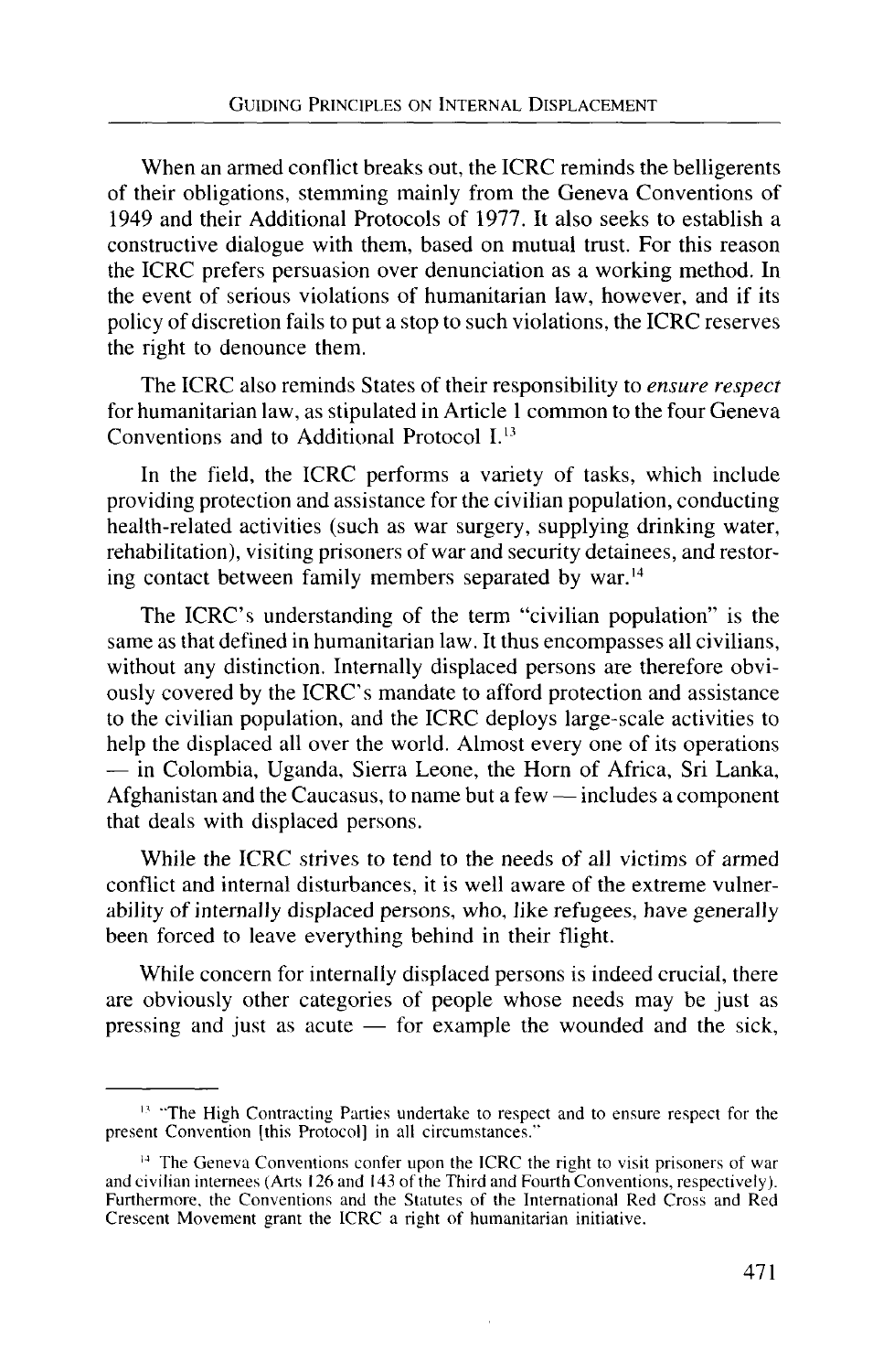When an armed conflict breaks out, the ICRC reminds the belligerents of their obligations, stemming mainly from the Geneva Conventions of 1949 and their Additional Protocols of 1977. It also seeks to establish a constructive dialogue with them, based on mutual trust. For this reason the ICRC prefers persuasion over denunciation as a working method. In the event of serious violations of humanitarian law, however, and if its policy of discretion fails to put a stop to such violations, the ICRC reserves the right to denounce them.

The ICRC also reminds States of their responsibility to *ensure respect* for humanitarian law, as stipulated in Article 1 common to the four Geneva Conventions and to Additional Protocol I.[13]

In the field, the ICRC performs a variety of tasks, which include providing protection and assistance for the civilian population, conducting health-related activities (such as war surgery, supplying drinking water, rehabilitation), visiting prisoners of war and security detainees, and restoring contact between family members separated by war.[14]

The ICRC's understanding of the term "civilian population" is the same as that defined in humanitarian law. It thus encompasses all civilians, without any distinction. Internally displaced persons are therefore obviously covered by the ICRC's mandate to afford protection and assistance to the civilian population, and the ICRC deploys large-scale activities to help the displaced all over the world. Almost every one of its operations — in Colombia, Uganda, Sierra Leone, the Horn of Africa, Sri Lanka, Afghanistan and the Caucasus, to name but a few — includes a component that deals with displaced persons.

While the ICRC strives to tend to the needs of all victims of armed conflict and internal disturbances, it is well aware of the extreme vulnerability of internally displaced persons, who, like refugees, have generally been forced to leave everything behind in their flight.

While concern for internally displaced persons is indeed crucial, there are obviously other categories of people whose needs may be just as pressing and just as acute — for example the wounded and the sick,

---

[13] "The High Contracting Parties undertake to respect and to ensure respect for the present Convention [this Protocol] in all circumstances."

[14] The Geneva Conventions confer upon the ICRC the right to visit prisoners of war and civilian internees (Arts 126 and 143 of the Third and Fourth Conventions, respectively). Furthermore, the Conventions and the Statutes of the International Red Cross and Red Crescent Movement grant the ICRC a right of humanitarian initiative.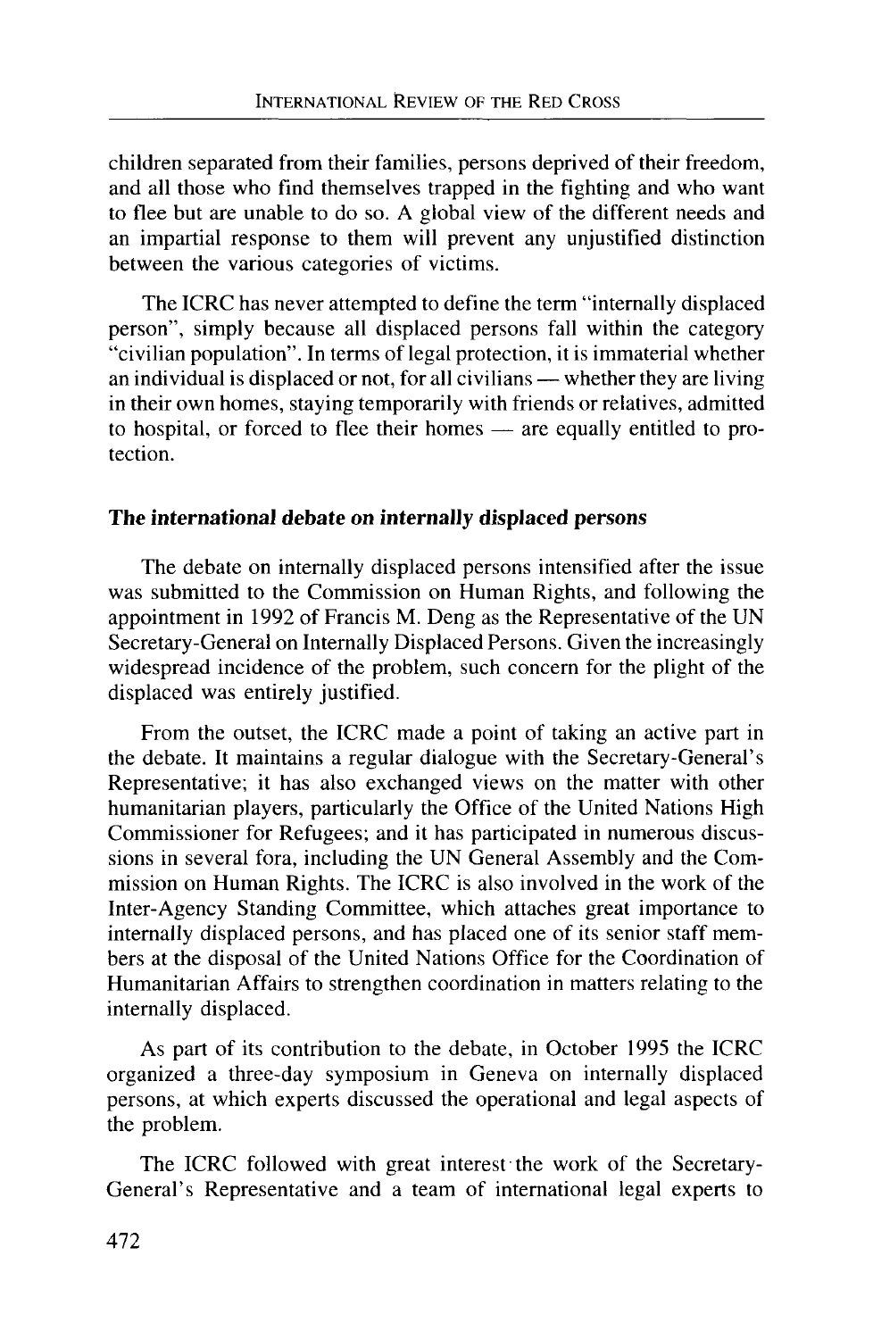children separated from their families, persons deprived of their freedom, and all those who find themselves trapped in the fighting and who want to flee but are unable to do so. A global view of the different needs and an impartial response to them will prevent any unjustified distinction between the various categories of victims.

The ICRC has never attempted to define the term "internally displaced person", simply because all displaced persons fall within the category "civilian population". In terms of legal protection, it is immaterial whether an individual is displaced or not, for all civilians — whether they are living in their own homes, staying temporarily with friends or relatives, admitted to hospital, or forced to flee their homes — are equally entitled to protection.

### *The international debate on internally displaced persons*

The debate on internally displaced persons intensified after the issue was submitted to the Commission on Human Rights, and following the appointment in 1992 of Francis M. Deng as the Representative of the UN Secretary-General on Internally Displaced Persons. Given the increasingly widespread incidence of the problem, such concern for the plight of the displaced was entirely justified.

From the outset, the ICRC made a point of taking an active part in the debate. It maintains a regular dialogue with the Secretary-General's Representative; it has also exchanged views on the matter with other humanitarian players, particularly the Office of the United Nations High Commissioner for Refugees; and it has participated in numerous discussions in several fora, including the UN General Assembly and the Commission on Human Rights. The ICRC is also involved in the work of the Inter-Agency Standing Committee, which attaches great importance to internally displaced persons, and has placed one of its senior staff members at the disposal of the United Nations Office for the Coordination of Humanitarian Affairs to strengthen coordination in matters relating to the internally displaced.

As part of its contribution to the debate, in October 1995 the ICRC organized a three-day symposium in Geneva on internally displaced persons, at which experts discussed the operational and legal aspects of the problem.

The ICRC followed with great interest the work of the Secretary-General's Representative and a team of international legal experts to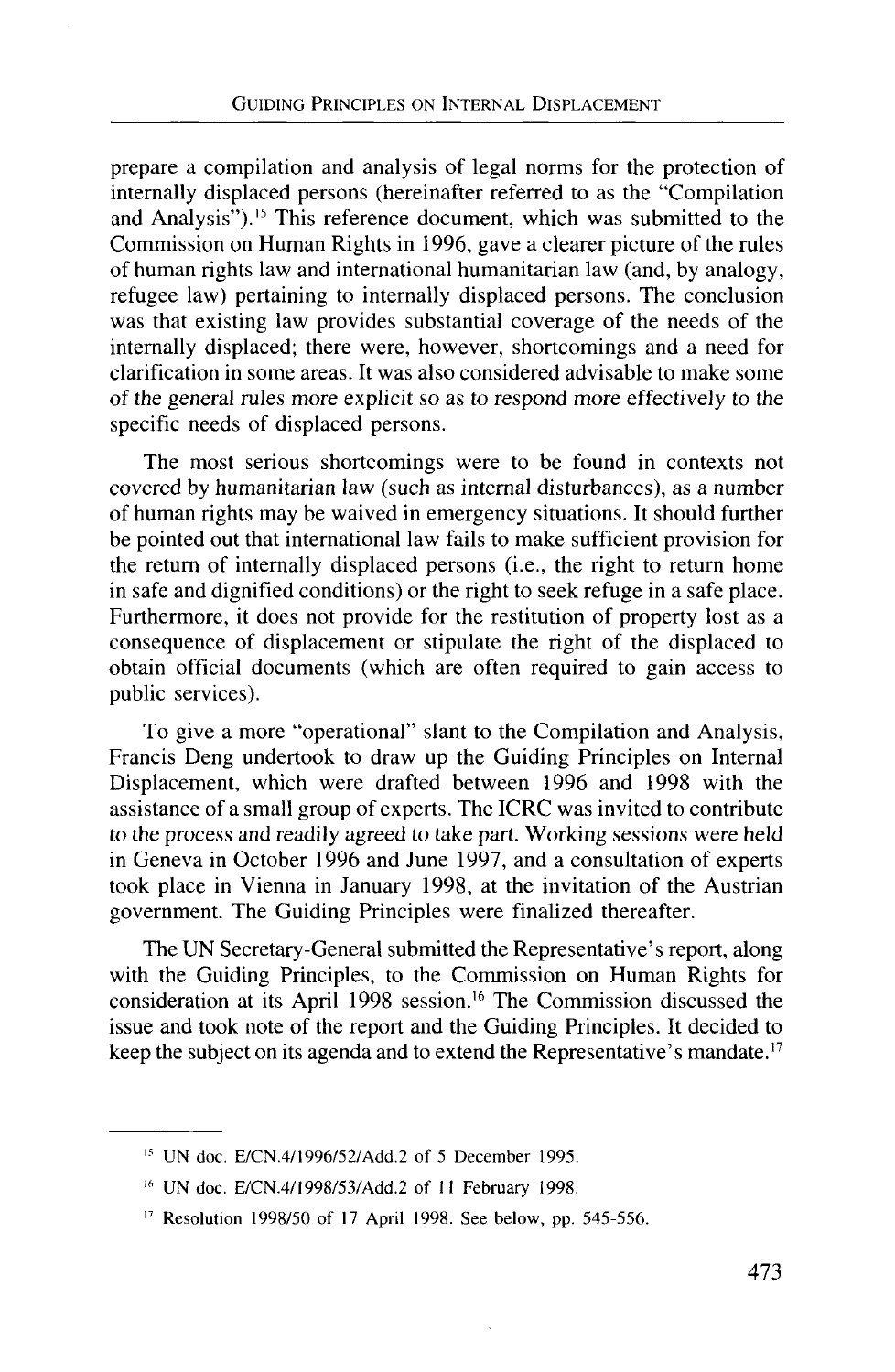prepare a compilation and analysis of legal norms for the protection of internally displaced persons (hereinafter referred to as the "Compilation and Analysis").[15] This reference document, which was submitted to the Commission on Human Rights in 1996, gave a clearer picture of the rules of human rights law and international humanitarian law (and, by analogy, refugee law) pertaining to internally displaced persons. The conclusion was that existing law provides substantial coverage of the needs of the internally displaced; there were, however, shortcomings and a need for clarification in some areas. It was also considered advisable to make some of the general rules more explicit so as to respond more effectively to the specific needs of displaced persons.

The most serious shortcomings were to be found in contexts not covered by humanitarian law (such as internal disturbances), as a number of human rights may be waived in emergency situations. It should further be pointed out that international law fails to make sufficient provision for the return of internally displaced persons (i.e., the right to return home in safe and dignified conditions) or the right to seek refuge in a safe place. Furthermore, it does not provide for the restitution of property lost as a consequence of displacement or stipulate the right of the displaced to obtain official documents (which are often required to gain access to public services).

To give a more "operational" slant to the Compilation and Analysis, Francis Deng undertook to draw up the Guiding Principles on Internal Displacement, which were drafted between 1996 and 1998 with the assistance of a small group of experts. The ICRC was invited to contribute to the process and readily agreed to take part. Working sessions were held in Geneva in October 1996 and June 1997, and a consultation of experts took place in Vienna in January 1998, at the invitation of the Austrian government. The Guiding Principles were finalized thereafter.

The UN Secretary-General submitted the Representative's report, along with the Guiding Principles, to the Commission on Human Rights for consideration at its April 1998 session.[16] The Commission discussed the issue and took note of the report and the Guiding Principles. It decided to keep the subject on its agenda and to extend the Representative's mandate.[17]

---

[15] UN doc. E/CN.4/1996/52/Add.2 of 5 December 1995.

[16] UN doc. E/CN.4/1998/53/Add.2 of 11 February 1998.

[17] Resolution 1998/50 of 17 April 1998. See below, pp. 545-556.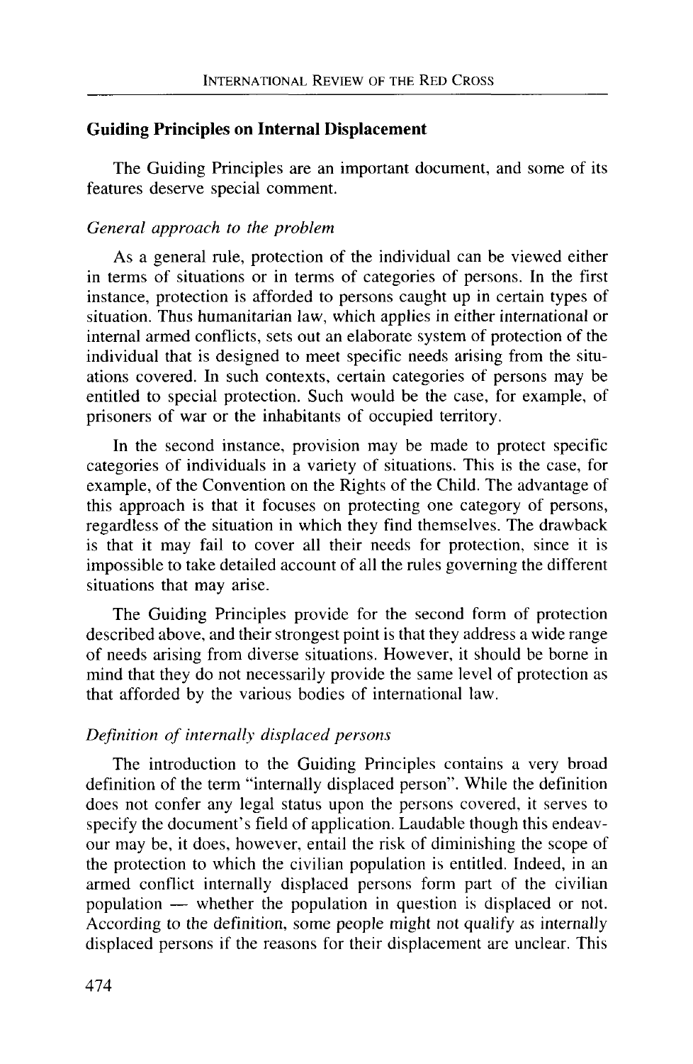## Guiding Principles on Internal Displacement

The Guiding Principles are an important document, and some of its features deserve special comment.

*General approach to the problem*

As a general rule, protection of the individual can be viewed either in terms of situations or in terms of categories of persons. In the first instance, protection is afforded to persons caught up in certain types of situation. Thus humanitarian law, which applies in either international or internal armed conflicts, sets out an elaborate system of protection of the individual that is designed to meet specific needs arising from the situations covered. In such contexts, certain categories of persons may be entitled to special protection. Such would be the case, for example, of prisoners of war or the inhabitants of occupied territory.

In the second instance, provision may be made to protect specific categories of individuals in a variety of situations. This is the case, for example, of the Convention on the Rights of the Child. The advantage of this approach is that it focuses on protecting one category of persons, regardless of the situation in which they find themselves. The drawback is that it may fail to cover all their needs for protection, since it is impossible to take detailed account of all the rules governing the different situations that may arise.

The Guiding Principles provide for the second form of protection described above, and their strongest point is that they address a wide range of needs arising from diverse situations. However, it should be borne in mind that they do not necessarily provide the same level of protection as that afforded by the various bodies of international law.

*Definition of internally displaced persons*

The introduction to the Guiding Principles contains a very broad definition of the term "internally displaced person". While the definition does not confer any legal status upon the persons covered, it serves to specify the document's field of application. Laudable though this endeavour may be, it does, however, entail the risk of diminishing the scope of the protection to which the civilian population is entitled. Indeed, in an armed conflict internally displaced persons form part of the civilian population — whether the population in question is displaced or not. According to the definition, some people might not qualify as internally displaced persons if the reasons for their displacement are unclear. This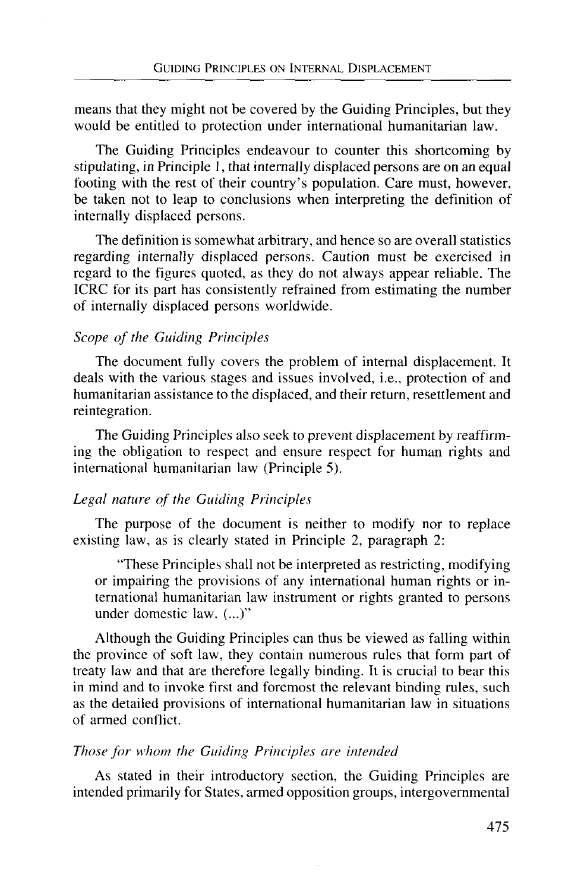means that they might not be covered by the Guiding Principles, but they would be entitled to protection under international humanitarian law.

The Guiding Principles endeavour to counter this shortcoming by stipulating, in Principle 1, that internally displaced persons are on an equal footing with the rest of their country's population. Care must, however, be taken not to leap to conclusions when interpreting the definition of internally displaced persons.

The definition is somewhat arbitrary, and hence so are overall statistics regarding internally displaced persons. Caution must be exercised in regard to the figures quoted, as they do not always appear reliable. The ICRC for its part has consistently refrained from estimating the number of internally displaced persons worldwide.

### *Scope of the Guiding Principles*

The document fully covers the problem of internal displacement. It deals with the various stages and issues involved, i.e., protection of and humanitarian assistance to the displaced, and their return, resettlement and reintegration.

The Guiding Principles also seek to prevent displacement by reaffirming the obligation to respect and ensure respect for human rights and international humanitarian law (Principle 5).

### *Legal nature of the Guiding Principles*

The purpose of the document is neither to modify nor to replace existing law, as is clearly stated in Principle 2, paragraph 2:

> "These Principles shall not be interpreted as restricting, modifying or impairing the provisions of any international human rights or international humanitarian law instrument or rights granted to persons under domestic law. (...)"

Although the Guiding Principles can thus be viewed as falling within the province of soft law, they contain numerous rules that form part of treaty law and that are therefore legally binding. It is crucial to bear this in mind and to invoke first and foremost the relevant binding rules, such as the detailed provisions of international humanitarian law in situations of armed conflict.

### *Those for whom the Guiding Principles are intended*

As stated in their introductory section, the Guiding Principles are intended primarily for States, armed opposition groups, intergovernmental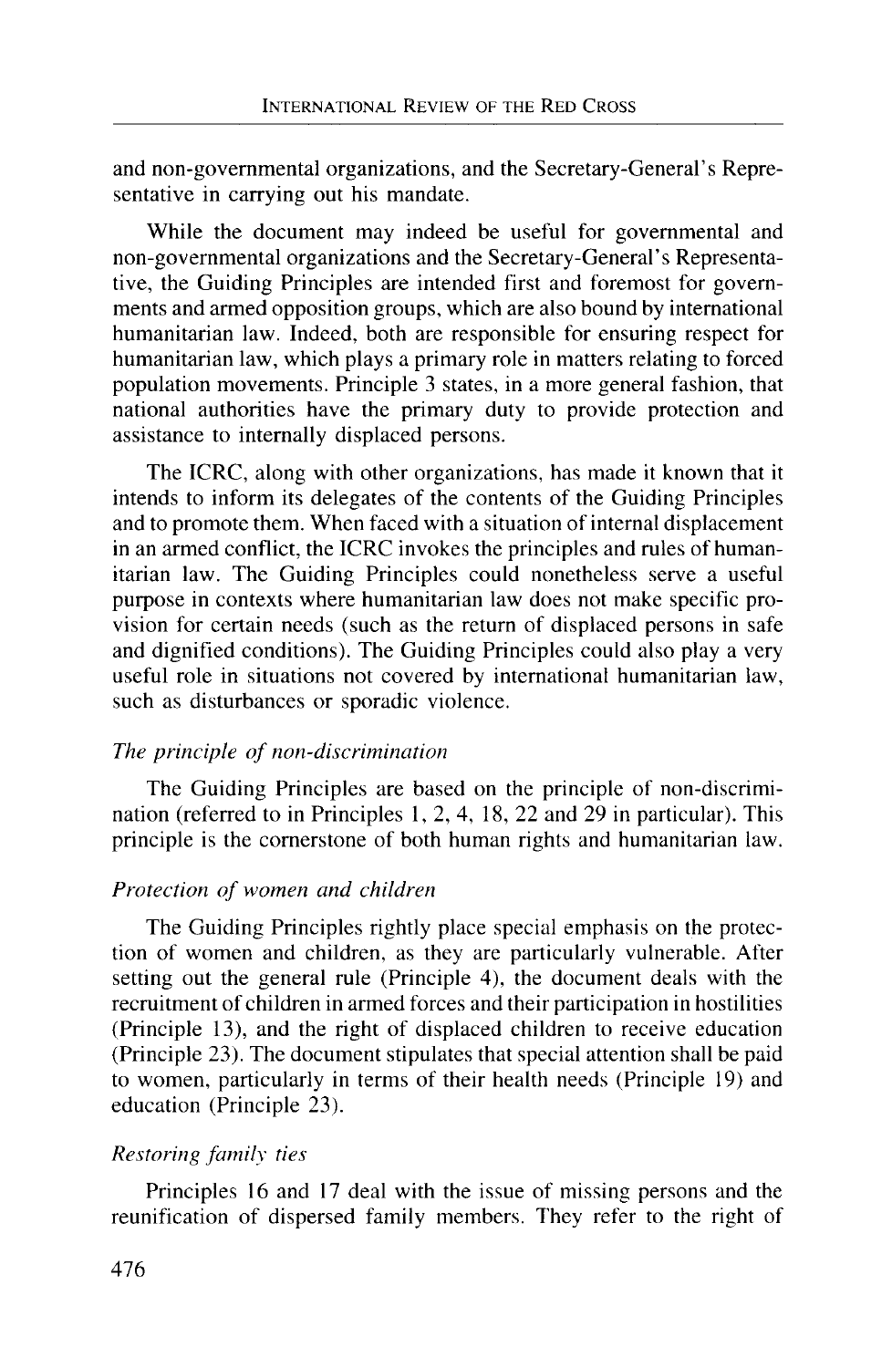and non-governmental organizations, and the Secretary-General's Representative in carrying out his mandate.

While the document may indeed be useful for governmental and non-governmental organizations and the Secretary-General's Representative, the Guiding Principles are intended first and foremost for governments and armed opposition groups, which are also bound by international humanitarian law. Indeed, both are responsible for ensuring respect for humanitarian law, which plays a primary role in matters relating to forced population movements. Principle 3 states, in a more general fashion, that national authorities have the primary duty to provide protection and assistance to internally displaced persons.

The ICRC, along with other organizations, has made it known that it intends to inform its delegates of the contents of the Guiding Principles and to promote them. When faced with a situation of internal displacement in an armed conflict, the ICRC invokes the principles and rules of humanitarian law. The Guiding Principles could nonetheless serve a useful purpose in contexts where humanitarian law does not make specific provision for certain needs (such as the return of displaced persons in safe and dignified conditions). The Guiding Principles could also play a very useful role in situations not covered by international humanitarian law, such as disturbances or sporadic violence.

*The principle of non-discrimination*

The Guiding Principles are based on the principle of non-discrimination (referred to in Principles 1, 2, 4, 18, 22 and 29 in particular). This principle is the cornerstone of both human rights and humanitarian law.

*Protection of women and children*

The Guiding Principles rightly place special emphasis on the protection of women and children, as they are particularly vulnerable. After setting out the general rule (Principle 4), the document deals with the recruitment of children in armed forces and their participation in hostilities (Principle 13), and the right of displaced children to receive education (Principle 23). The document stipulates that special attention shall be paid to women, particularly in terms of their health needs (Principle 19) and education (Principle 23).

*Restoring family ties*

Principles 16 and 17 deal with the issue of missing persons and the reunification of dispersed family members. They refer to the right of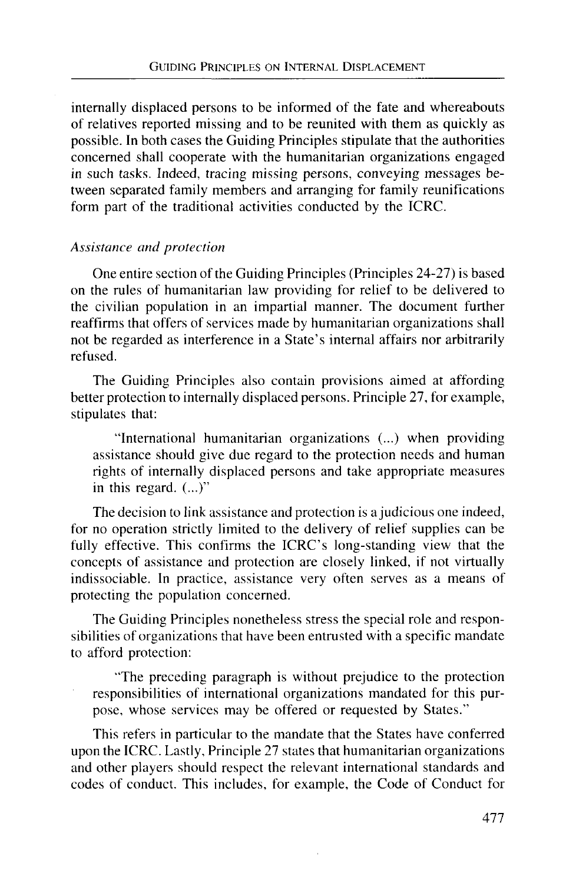internally displaced persons to be informed of the fate and whereabouts of relatives reported missing and to be reunited with them as quickly as possible. In both cases the Guiding Principles stipulate that the authorities concerned shall cooperate with the humanitarian organizations engaged in such tasks. Indeed, tracing missing persons, conveying messages between separated family members and arranging for family reunifications form part of the traditional activities conducted by the ICRC.

*Assistance and protection*

One entire section of the Guiding Principles (Principles 24-27) is based on the rules of humanitarian law providing for relief to be delivered to the civilian population in an impartial manner. The document further reaffirms that offers of services made by humanitarian organizations shall not be regarded as interference in a State's internal affairs nor arbitrarily refused.

The Guiding Principles also contain provisions aimed at affording better protection to internally displaced persons. Principle 27, for example, stipulates that:

> "International humanitarian organizations (...) when providing assistance should give due regard to the protection needs and human rights of internally displaced persons and take appropriate measures in this regard. (...)"

The decision to link assistance and protection is a judicious one indeed, for no operation strictly limited to the delivery of relief supplies can be fully effective. This confirms the ICRC's long-standing view that the concepts of assistance and protection are closely linked, if not virtually indissociable. In practice, assistance very often serves as a means of protecting the population concerned.

The Guiding Principles nonetheless stress the special role and responsibilities of organizations that have been entrusted with a specific mandate to afford protection:

> "The preceding paragraph is without prejudice to the protection responsibilities of international organizations mandated for this purpose, whose services may be offered or requested by States."

This refers in particular to the mandate that the States have conferred upon the ICRC. Lastly, Principle 27 states that humanitarian organizations and other players should respect the relevant international standards and codes of conduct. This includes, for example, the Code of Conduct for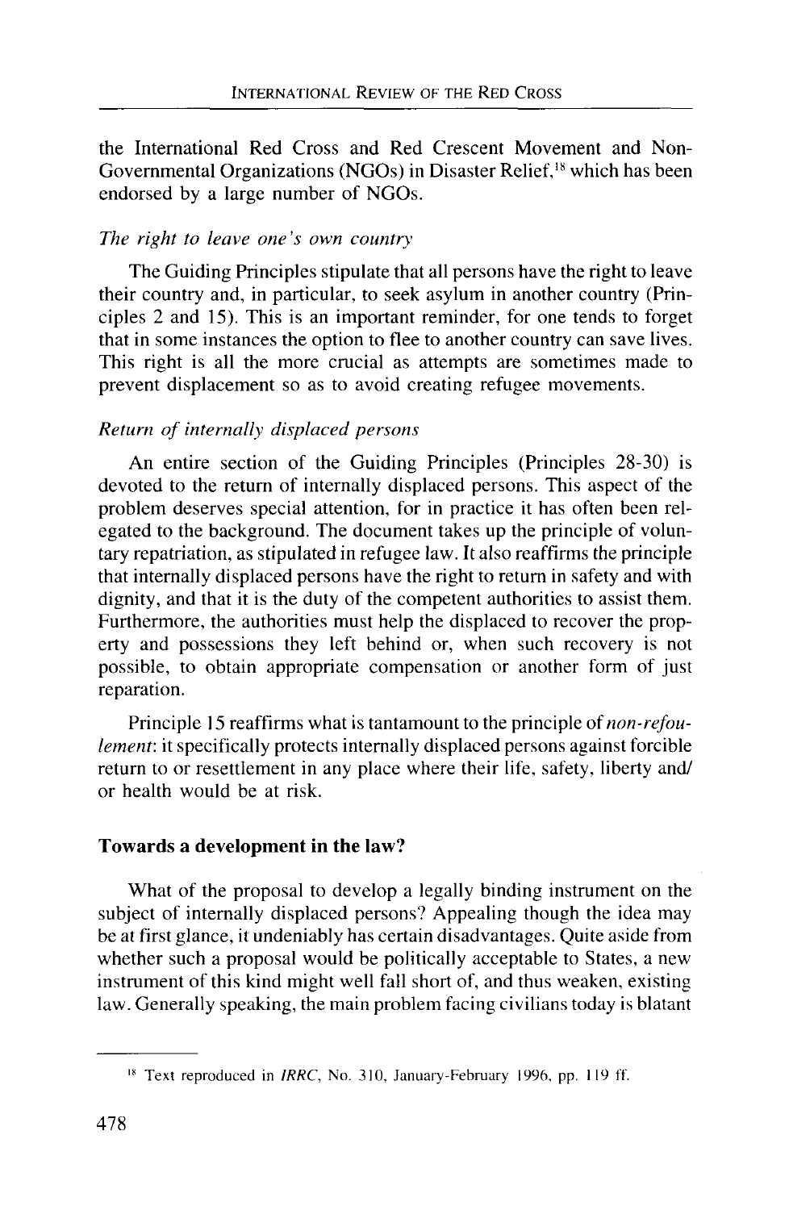the International Red Cross and Red Crescent Movement and Non-Governmental Organizations (NGOs) in Disaster Relief,[18] which has been endorsed by a large number of NGOs.

*The right to leave one's own country*

The Guiding Principles stipulate that all persons have the right to leave their country and, in particular, to seek asylum in another country (Principles 2 and 15). This is an important reminder, for one tends to forget that in some instances the option to flee to another country can save lives. This right is all the more crucial as attempts are sometimes made to prevent displacement so as to avoid creating refugee movements.

*Return of internally displaced persons*

An entire section of the Guiding Principles (Principles 28-30) is devoted to the return of internally displaced persons. This aspect of the problem deserves special attention, for in practice it has often been relegated to the background. The document takes up the principle of voluntary repatriation, as stipulated in refugee law. It also reaffirms the principle that internally displaced persons have the right to return in safety and with dignity, and that it is the duty of the competent authorities to assist them. Furthermore, the authorities must help the displaced to recover the property and possessions they left behind or, when such recovery is not possible, to obtain appropriate compensation or another form of just reparation.

Principle 15 reaffirms what is tantamount to the principle of *non-refoulement*: it specifically protects internally displaced persons against forcible return to or resettlement in any place where their life, safety, liberty and/or health would be at risk.

## Towards a development in the law?

What of the proposal to develop a legally binding instrument on the subject of internally displaced persons? Appealing though the idea may be at first glance, it undeniably has certain disadvantages. Quite aside from whether such a proposal would be politically acceptable to States, a new instrument of this kind might well fall short of, and thus weaken, existing law. Generally speaking, the main problem facing civilians today is blatant

---

[18] Text reproduced in *IRRC*, No. 310, January-February 1996, pp. 119 ff.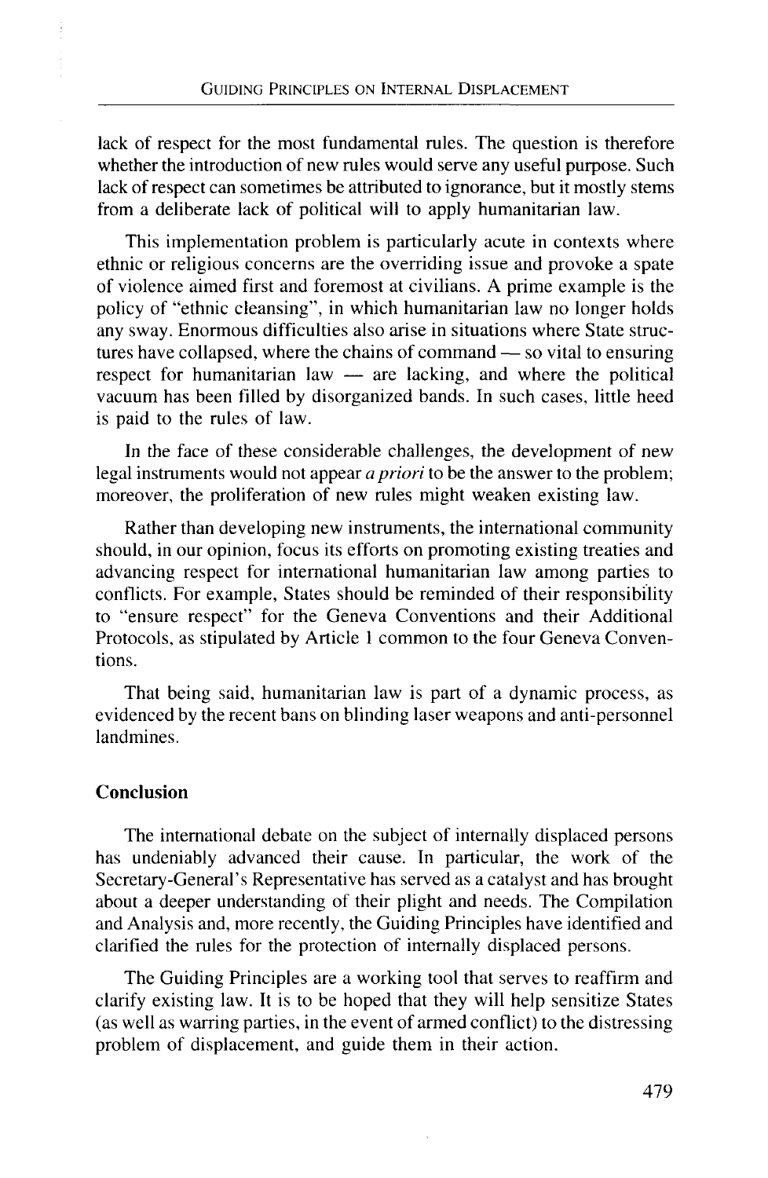lack of respect for the most fundamental rules. The question is therefore whether the introduction of new rules would serve any useful purpose. Such lack of respect can sometimes be attributed to ignorance, but it mostly stems from a deliberate lack of political will to apply humanitarian law.

This implementation problem is particularly acute in contexts where ethnic or religious concerns are the overriding issue and provoke a spate of violence aimed first and foremost at civilians. A prime example is the policy of "ethnic cleansing", in which humanitarian law no longer holds any sway. Enormous difficulties also arise in situations where State structures have collapsed, where the chains of command — so vital to ensuring respect for humanitarian law — are lacking, and where the political vacuum has been filled by disorganized bands. In such cases, little heed is paid to the rules of law.

In the face of these considerable challenges, the development of new legal instruments would not appear *a priori* to be the answer to the problem; moreover, the proliferation of new rules might weaken existing law.

Rather than developing new instruments, the international community should, in our opinion, focus its efforts on promoting existing treaties and advancing respect for international humanitarian law among parties to conflicts. For example, States should be reminded of their responsibility to "ensure respect" for the Geneva Conventions and their Additional Protocols, as stipulated by Article 1 common to the four Geneva Conventions.

That being said, humanitarian law is part of a dynamic process, as evidenced by the recent bans on blinding laser weapons and anti-personnel landmines.

## Conclusion

The international debate on the subject of internally displaced persons has undeniably advanced their cause. In particular, the work of the Secretary-General's Representative has served as a catalyst and has brought about a deeper understanding of their plight and needs. The Compilation and Analysis and, more recently, the Guiding Principles have identified and clarified the rules for the protection of internally displaced persons.

The Guiding Principles are a working tool that serves to reaffirm and clarify existing law. It is to be hoped that they will help sensitize States (as well as warring parties, in the event of armed conflict) to the distressing problem of displacement, and guide them in their action.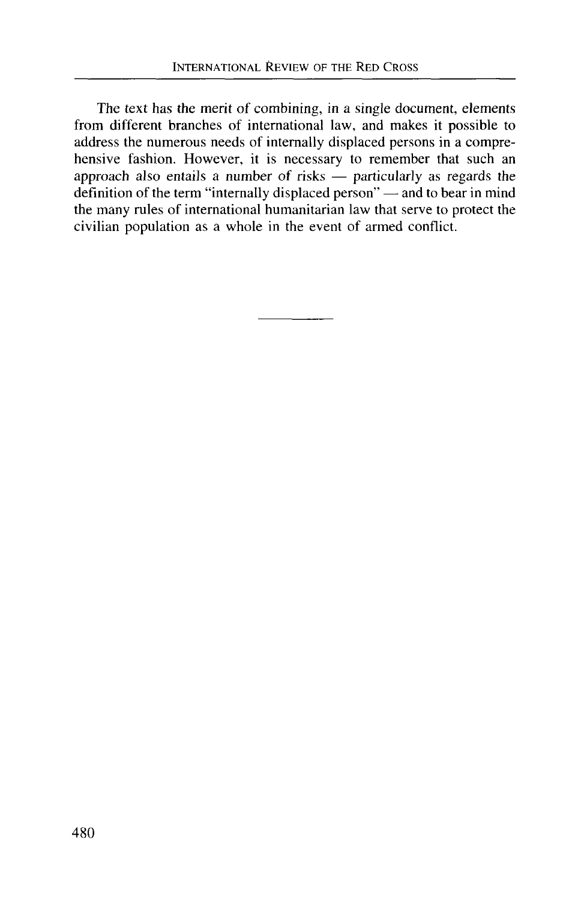The text has the merit of combining, in a single document, elements from different branches of international law, and makes it possible to address the numerous needs of internally displaced persons in a comprehensive fashion. However, it is necessary to remember that such an approach also entails a number of risks — particularly as regards the definition of the term "internally displaced person" — and to bear in mind the many rules of international humanitarian law that serve to protect the civilian population as a whole in the event of armed conflict.